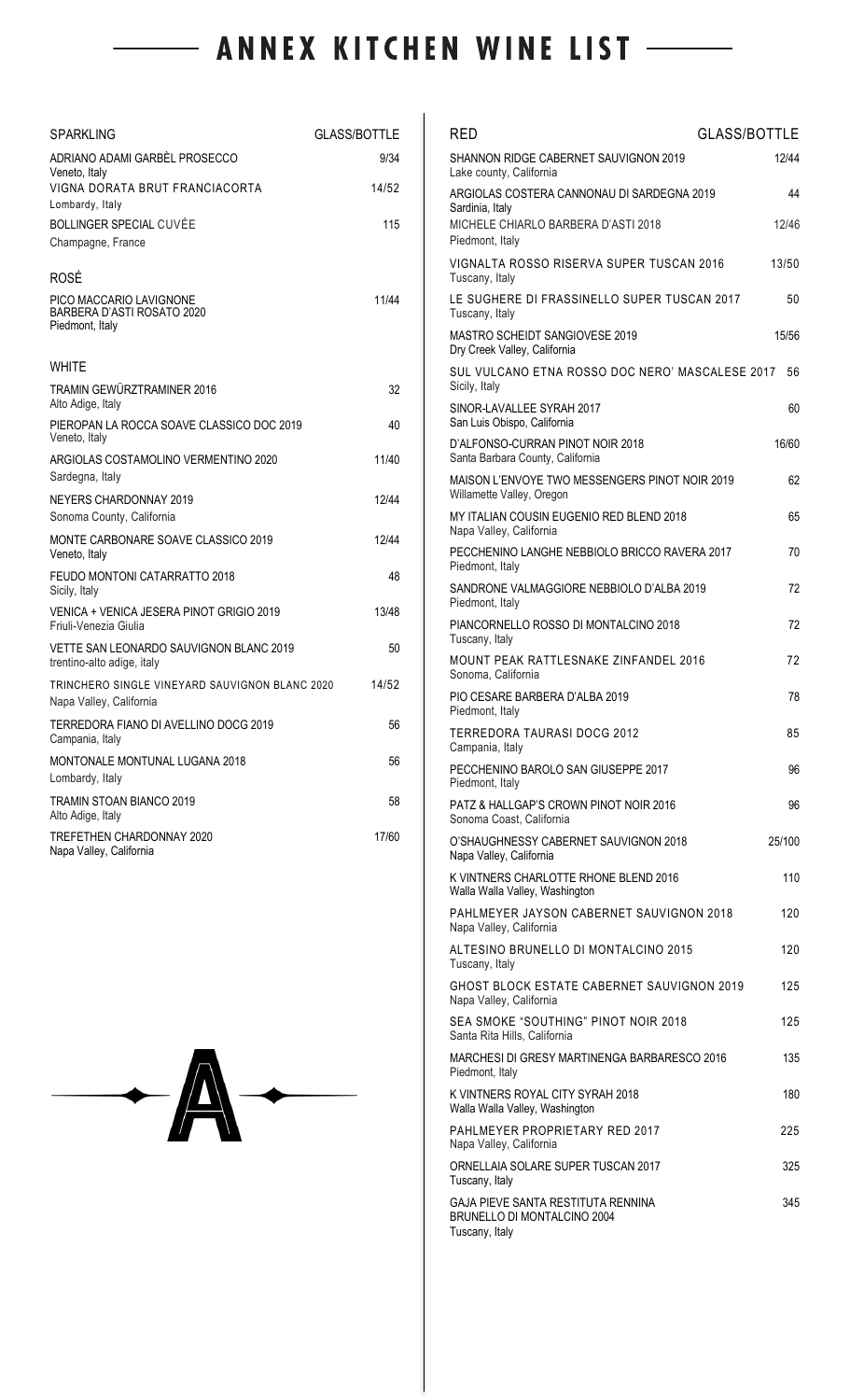# ANNEX KITCHEN WINE LIST

## SPARKLING

| SPARKLING | GLASS/BOTTLE |
|---|---|
| ADRIANO ADAMI GARBÈL PROSECCO<br>Veneto, Italy | 9/34 |
| VIGNA DORATA BRUT FRANCIACORTA<br>Lombardy, Italy | 14/52 |
| BOLLINGER SPECIAL CUVÉE<br>Champagne, France | 115 |

## ROSÉ

| ROSÉ | GLASS/BOTTLE |
|---|---|
| PICO MACCARIO LAVIGNONE BARBERA D'ASTI ROSATO 2020<br>Piedmont, Italy | 11/44 |

## WHITE

| WHITE | GLASS/BOTTLE |
|---|---|
| TRAMIN GEWÜRZTRAMINER 2016<br>Alto Adige, Italy | 32 |
| PIEROPAN LA ROCCA SOAVE CLASSICO DOC 2019<br>Veneto, Italy | 40 |
| ARGIOLAS COSTAMOLINO VERMENTINO 2020<br>Sardegna, Italy | 11/40 |
| NEYERS CHARDONNAY 2019<br>Sonoma County, California | 12/44 |
| MONTE CARBONARE SOAVE CLASSICO 2019<br>Veneto, Italy | 12/44 |
| FEUDO MONTONI CATARRATTO 2018<br>Sicily, Italy | 48 |
| VENICA + VENICA JESERA PINOT GRIGIO 2019<br>Friuli-Venezia Giulia | 13/48 |
| VETTE SAN LEONARDO SAUVIGNON BLANC 2019<br>trentino-alto adige, italy | 50 |
| TRINCHERO SINGLE VINEYARD SAUVIGNON BLANC 2020<br>Napa Valley, California | 14/52 |
| TERREDORA FIANO DI AVELLINO DOCG 2019<br>Campania, Italy | 56 |
| MONTONALE MONTUNAL LUGANA 2018<br>Lombardy, Italy | 56 |
| TRAMIN STOAN BIANCO 2019<br>Alto Adige, Italy | 58 |
| TREFETHEN CHARDONNAY 2020<br>Napa Valley, California | 17/60 |

## RED

| RED | GLASS/BOTTLE |
|---|---|
| SHANNON RIDGE CABERNET SAUVIGNON 2019<br>Lake county, California | 12/44 |
| ARGIOLAS COSTERA CANNONAU DI SARDEGNA 2019<br>Sardinia, Italy | 44 |
| MICHELE CHIARLO BARBERA D'ASTI 2018<br>Piedmont, Italy | 12/46 |
| VIGNALTA ROSSO RISERVA SUPER TUSCAN 2016<br>Tuscany, Italy | 13/50 |
| LE SUGHERE DI FRASSINELLO SUPER TUSCAN 2017<br>Tuscany, Italy | 50 |
| MASTRO SCHEIDT SANGIOVESE 2019<br>Dry Creek Valley, California | 15/56 |
| SUL VULCANO ETNA ROSSO DOC NERO' MASCALESE 2017<br>Sicily, Italy | 56 |
| SINOR-LAVALLEE SYRAH 2017<br>San Luis Obispo, California | 60 |
| D'ALFONSO-CURRAN PINOT NOIR 2018<br>Santa Barbara County, California | 16/60 |
| MAISON L'ENVOYE TWO MESSENGERS PINOT NOIR 2019<br>Willamette Valley, Oregon | 62 |
| MY ITALIAN COUSIN EUGENIO RED BLEND 2018<br>Napa Valley, California | 65 |
| PECCHENINO LANGHE NEBBIOLO BRICCO RAVERA 2017<br>Piedmont, Italy | 70 |
| SANDRONE VALMAGGIORE NEBBIOLO D'ALBA 2019<br>Piedmont, Italy | 72 |
| PIANCORNELLO ROSSO DI MONTALCINO 2018<br>Tuscany, Italy | 72 |
| MOUNT PEAK RATTLESNAKE ZINFANDEL 2016<br>Sonoma, California | 72 |
| PIO CESARE BARBERA D'ALBA 2019<br>Piedmont, Italy | 78 |
| TERREDORA TAURASI DOCG 2012<br>Campania, Italy | 85 |
| PECCHENINO BAROLO SAN GIUSEPPE 2017<br>Piedmont, Italy | 96 |
| PATZ & HALLGAP'S CROWN PINOT NOIR 2016<br>Sonoma Coast, California | 96 |
| O'SHAUGHNESSY CABERNET SAUVIGNON 2018<br>Napa Valley, California | 25/100 |
| K VINTNERS CHARLOTTE RHONE BLEND 2016<br>Walla Walla Valley, Washington | 110 |
| PAHLMEYER JAYSON CABERNET SAUVIGNON 2018<br>Napa Valley, California | 120 |
| ALTESINO BRUNELLO DI MONTALCINO 2015<br>Tuscany, Italy | 120 |
| GHOST BLOCK ESTATE CABERNET SAUVIGNON 2019<br>Napa Valley, California | 125 |
| SEA SMOKE "SOUTHING" PINOT NOIR 2018<br>Santa Rita Hills, California | 125 |
| MARCHESI DI GRESY MARTINENGA BARBARESCO 2016<br>Piedmont, Italy | 135 |
| K VINTNERS ROYAL CITY SYRAH 2018<br>Walla Walla Valley, Washington | 180 |
| PAHLMEYER PROPRIETARY RED 2017<br>Napa Valley, California | 225 |
| ORNELLAIA SOLARE SUPER TUSCAN 2017<br>Tuscany, Italy | 325 |
| GAJA PIEVE SANTA RESTITUTA RENNINA BRUNELLO DI MONTALCINO 2004<br>Tuscany, Italy | 345 |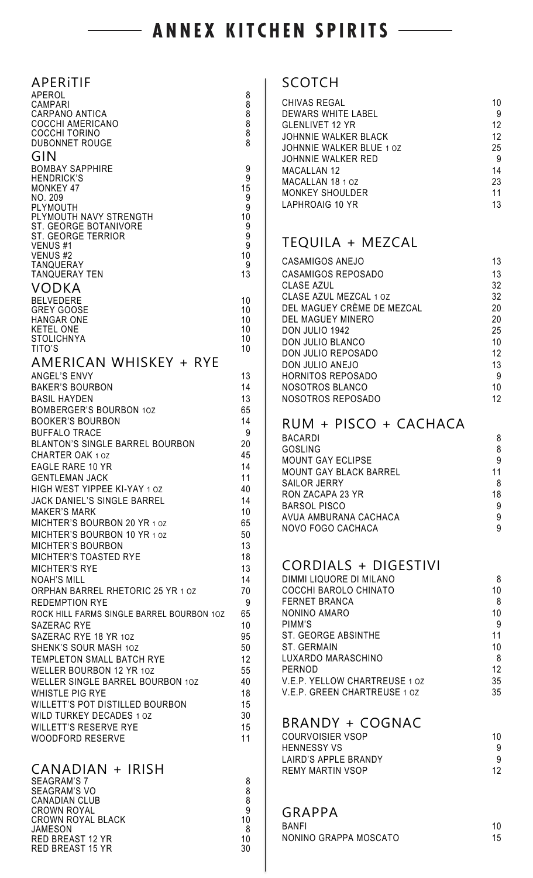# ANNEX KITCHEN SPIRITS

## APERiTIF

| | |
|---|---|
| APEROL | 8 |
| CAMPARI | 8 |
| CARPANO ANTICA | 8 |
| COCCHI AMERICANO | 8 |
| COCCHI TORINO | 8 |
| DUBONNET ROUGE | 8 |

## GIN

| | |
|---|---|
| BOMBAY SAPPHIRE | 9 |
| HENDRICK'S | 9 |
| MONKEY 47 | 15 |
| NO. 209 | 9 |
| PLYMOUTH | 9 |
| PLYMOUTH NAVY STRENGTH | 10 |
| ST. GEORGE BOTANIVORE | 9 |
| ST. GEORGE TERRIOR | 9 |
| VENUS #1 | 9 |
| VENUS #2 | 10 |
| TANQUERAY | 9 |
| TANQUERAY TEN | 13 |

## VODKA

| | |
|---|---|
| BELVEDERE | 10 |
| GREY GOOSE | 10 |
| HANGAR ONE | 10 |
| KETEL ONE | 10 |
| STOLICHNYA | 10 |
| TITO'S | 10 |

## AMERICAN WHISKEY + RYE

| | |
|---|---|
| ANGEL'S ENVY | 13 |
| BAKER'S BOURBON | 14 |
| BASIL HAYDEN | 13 |
| BOMBERGER'S BOURBON 1OZ | 65 |
| BOOKER'S BOURBON | 14 |
| BUFFALO TRACE | 9 |
| BLANTON'S SINGLE BARREL BOURBON | 20 |
| CHARTER OAK 1 OZ | 45 |
| EAGLE RARE 10 YR | 14 |
| GENTLEMAN JACK | 11 |
| HIGH WEST YIPPEE KI-YAY 1 OZ | 40 |
| JACK DANIEL'S SINGLE BARREL | 14 |
| MAKER'S MARK | 10 |
| MICHTER'S BOURBON 20 YR 1 OZ | 65 |
| MICHTER'S BOURBON 10 YR 1 OZ | 50 |
| MICHTER'S BOURBON | 13 |
| MICHTER'S TOASTED RYE | 18 |
| MICHTER'S RYE | 13 |
| NOAH'S MILL | 14 |
| ORPHAN BARREL RHETORIC 25 YR 1 OZ | 70 |
| REDEMPTION RYE | 9 |
| ROCK HILL FARMS SINGLE BARREL BOURBON 1OZ | 65 |
| SAZERAC RYE | 10 |
| SAZERAC RYE 18 YR 1OZ | 95 |
| SHENK'S SOUR MASH 1OZ | 50 |
| TEMPLETON SMALL BATCH RYE | 12 |
| WELLER BOURBON 12 YR 1OZ | 55 |
| WELLER SINGLE BARREL BOURBON 1OZ | 40 |
| WHISTLE PIG RYE | 18 |
| WILLETT'S POT DISTILLED BOURBON | 15 |
| WILD TURKEY DECADES 1 OZ | 30 |
| WILLETT'S RESERVE RYE | 15 |
| WOODFORD RESERVE | 11 |

## CANADIAN + IRISH

| | |
|---|---|
| SEAGRAM'S 7 | 8 |
| SEAGRAM'S VO | 8 |
| CANADIAN CLUB | 8 |
| CROWN ROYAL | 9 |
| CROWN ROYAL BLACK | 10 |
| JAMESON | 8 |
| RED BREAST 12 YR | 10 |
| RED BREAST 15 YR | 30 |

## SCOTCH

| | |
|---|---|
| CHIVAS REGAL | 10 |
| DEWARS WHITE LABEL | 9 |
| GLENLIVET 12 YR | 12 |
| JOHNNIE WALKER BLACK | 12 |
| JOHNNIE WALKER BLUE 1 OZ | 25 |
| JOHNNIE WALKER RED | 9 |
| MACALLAN 12 | 14 |
| MACALLAN 18 1 OZ | 23 |
| MONKEY SHOULDER | 11 |
| LAPHROAIG 10 YR | 13 |

## TEQUILA + MEZCAL

| | |
|---|---|
| CASAMIGOS ANEJO | 13 |
| CASAMIGOS REPOSADO | 13 |
| CLASE AZUL | 32 |
| CLASE AZUL MEZCAL 1 OZ | 32 |
| DEL MAGUEY CRÈME DE MEZCAL | 20 |
| DEL MAGUEY MINERO | 20 |
| DON JULIO 1942 | 25 |
| DON JULIO BLANCO | 10 |
| DON JULIO REPOSADO | 12 |
| DON JULIO ANEJO | 13 |
| HORNITOS REPOSADO | 9 |
| NOSOTROS BLANCO | 10 |
| NOSOTROS REPOSADO | 12 |

## RUM + PISCO + CACHACA

| | |
|---|---|
| BACARDI | 8 |
| GOSLING | 8 |
| MOUNT GAY ECLIPSE | 9 |
| MOUNT GAY BLACK BARREL | 11 |
| SAILOR JERRY | 8 |
| RON ZACAPA 23 YR | 18 |
| BARSOL PISCO | 9 |
| AVUA AMBURANA CACHACA | 9 |
| NOVO FOGO CACHACA | 9 |

## CORDIALS + DIGESTIVI

| | |
|---|---|
| DIMMI LIQUORE DI MILANO | 8 |
| COCCHI BAROLO CHINATO | 10 |
| FERNET BRANCA | 8 |
| NONINO AMARO | 10 |
| PIMM'S | 9 |
| ST. GEORGE ABSINTHE | 11 |
| ST. GERMAIN | 10 |
| LUXARDO MARASCHINO | 8 |
| PERNOD | 12 |
| V.E.P. YELLOW CHARTREUSE 1 OZ | 35 |
| V.E.P. GREEN CHARTREUSE 1 OZ | 35 |

## BRANDY + COGNAC

| | |
|---|---|
| COURVOISIER VSOP | 10 |
| HENNESSY VS | 9 |
| LAIRD'S APPLE BRANDY | 9 |
| REMY MARTIN VSOP | 12 |

## GRAPPA

| | |
|---|---|
| BANFI | 10 |
| NONINO GRAPPA MOSCATO | 15 |